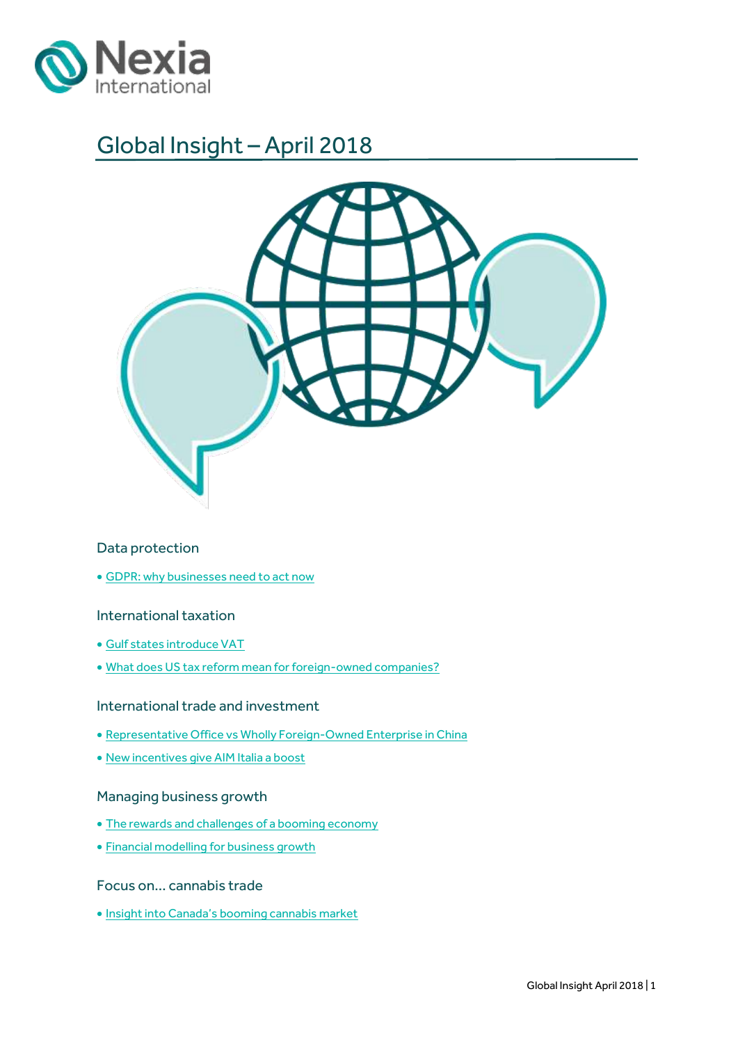# Global Insight – April 2018

## Data protection

- GDPR: why businesses need to act now

## International taxation

- Gulf states introduce VAT
- What does US tax reform mean for foreign-owned companies?

## International trade and investment

- Representative Office vs Wholly Foreign-Owned Enterprise in China
- New incentives give AIM Italia a boost

## Managing business growth

- The rewards and challenges of a booming economy
- Financial modelling for business growth

## Focus on… cannabis trade

- Insight into Canada's booming cannabis market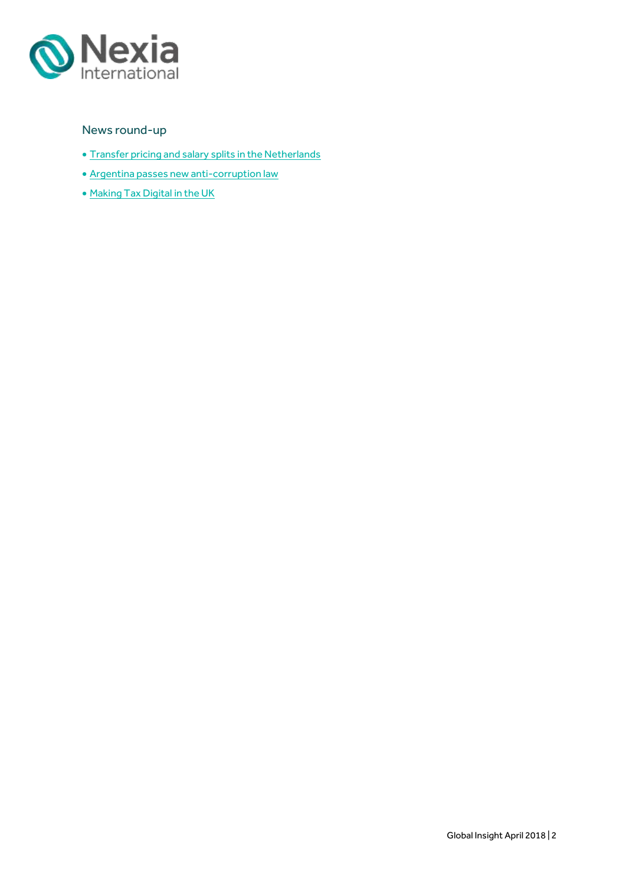## News round-up

- Transfer pricing and salary splits in the Netherlands
- Argentina passes new anti-corruption law
- Making Tax Digital in the UK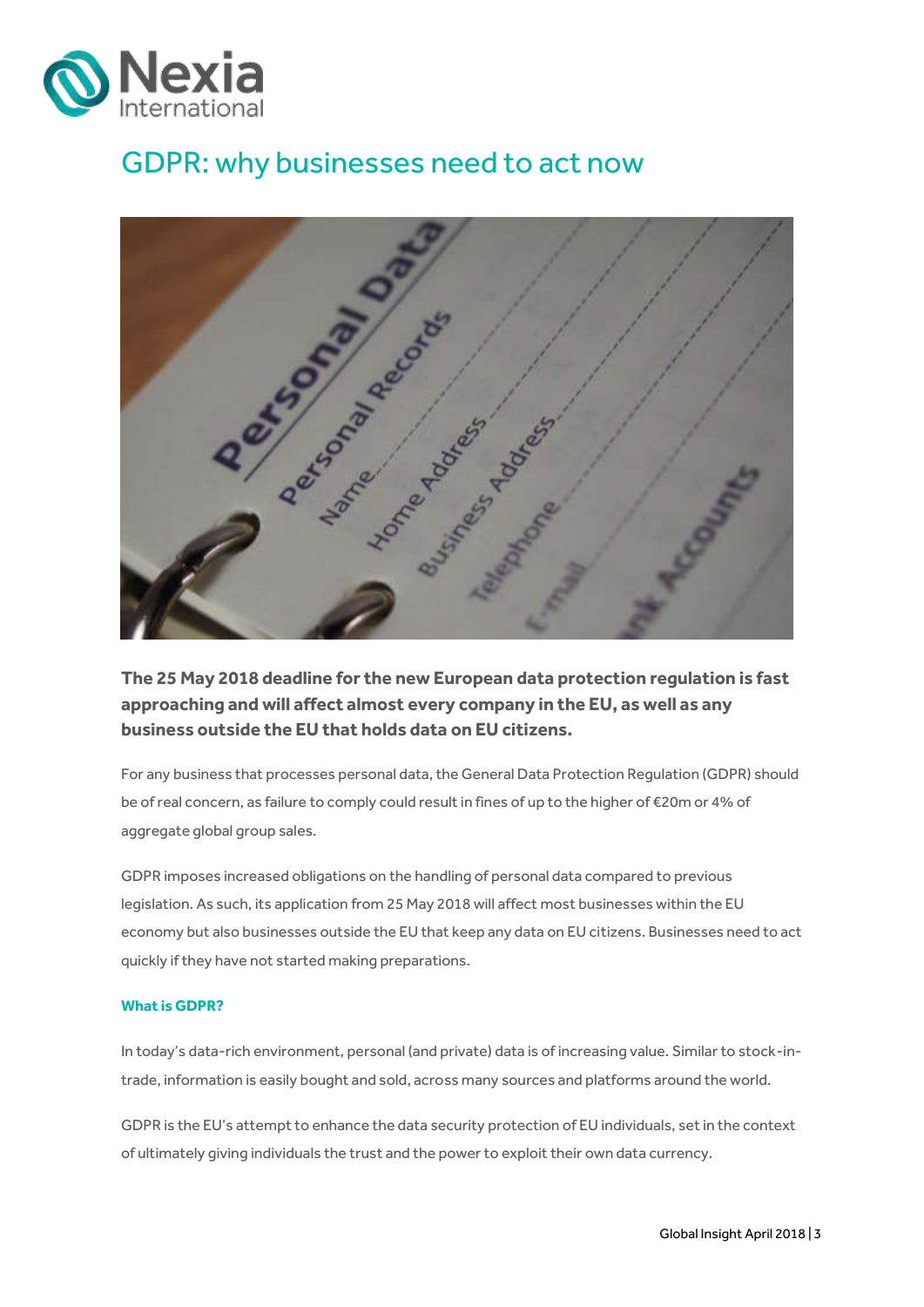# GDPR: why businesses need to act now

**The 25 May 2018 deadline for the new European data protection regulation is fast approaching and will affect almost every company in the EU, as well as any business outside the EU that holds data on EU citizens.**

For any business that processes personal data, the General Data Protection Regulation (GDPR) should be of real concern, as failure to comply could result in fines of up to the higher of €20m or 4% of aggregate global group sales.

GDPR imposes increased obligations on the handling of personal data compared to previous legislation. As such, its application from 25 May 2018 will affect most businesses within the EU economy but also businesses outside the EU that keep any data on EU citizens. Businesses need to act quickly if they have not started making preparations.

### What is GDPR?

In today's data-rich environment, personal (and private) data is of increasing value. Similar to stock-in-trade, information is easily bought and sold, across many sources and platforms around the world.

GDPR is the EU's attempt to enhance the data security protection of EU individuals, set in the context of ultimately giving individuals the trust and the power to exploit their own data currency.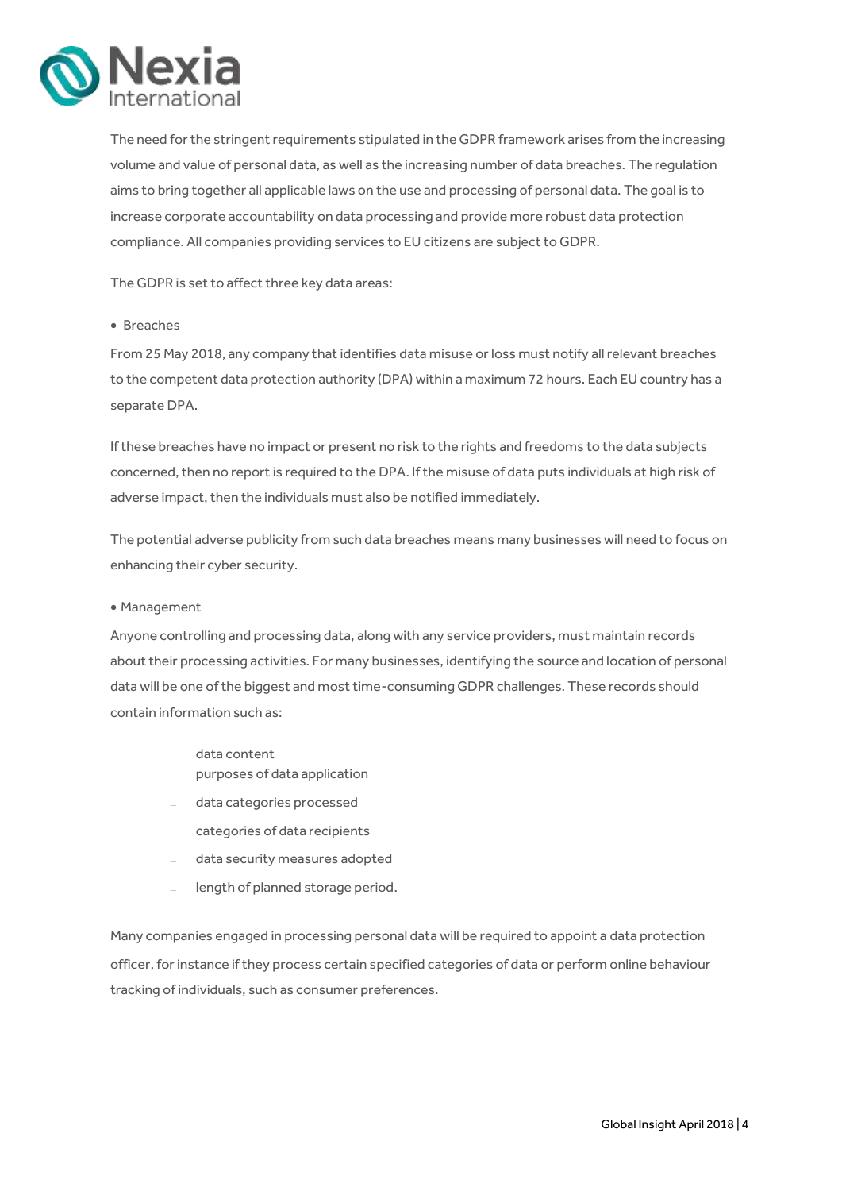The need for the stringent requirements stipulated in the GDPR framework arises from the increasing volume and value of personal data, as well as the increasing number of data breaches. The regulation aims to bring together all applicable laws on the use and processing of personal data. The goal is to increase corporate accountability on data processing and provide more robust data protection compliance. All companies providing services to EU citizens are subject to GDPR.

The GDPR is set to affect three key data areas:

- Breaches

From 25 May 2018, any company that identifies data misuse or loss must notify all relevant breaches to the competent data protection authority (DPA) within a maximum 72 hours. Each EU country has a separate DPA.

If these breaches have no impact or present no risk to the rights and freedoms to the data subjects concerned, then no report is required to the DPA. If the misuse of data puts individuals at high risk of adverse impact, then the individuals must also be notified immediately.

The potential adverse publicity from such data breaches means many businesses will need to focus on enhancing their cyber security.

- Management

Anyone controlling and processing data, along with any service providers, must maintain records about their processing activities. For many businesses, identifying the source and location of personal data will be one of the biggest and most time-consuming GDPR challenges. These records should contain information such as:

- data content
- purposes of data application
- data categories processed
- categories of data recipients
- data security measures adopted
- length of planned storage period.

Many companies engaged in processing personal data will be required to appoint a data protection officer, for instance if they process certain specified categories of data or perform online behaviour tracking of individuals, such as consumer preferences.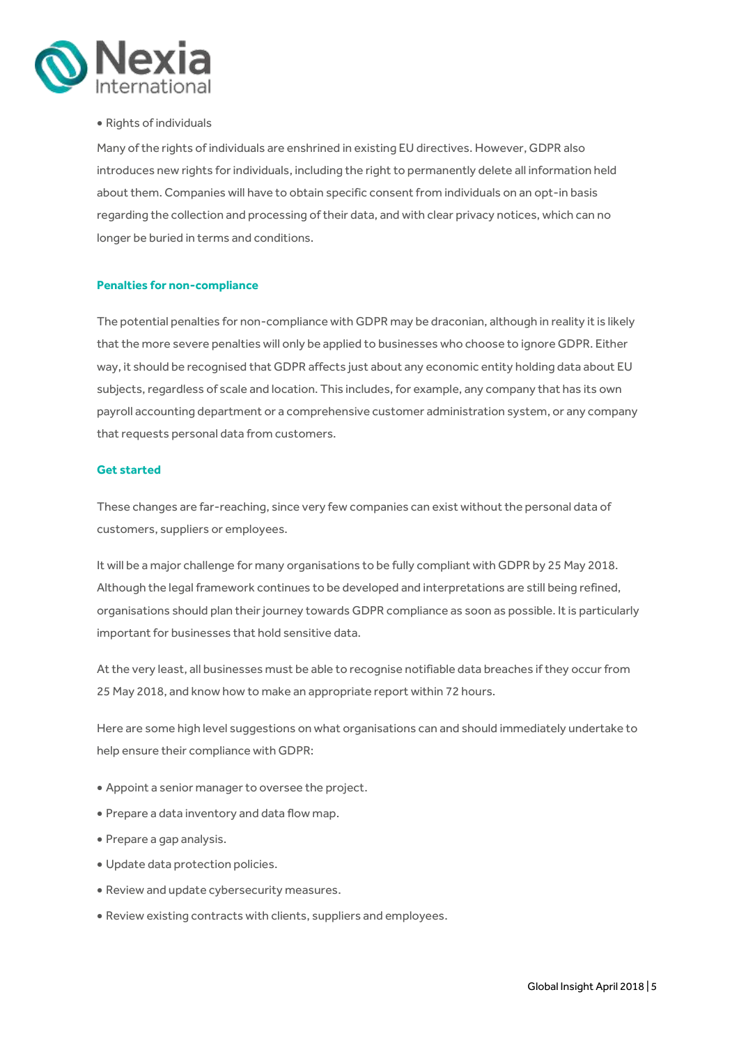- Rights of individuals

Many of the rights of individuals are enshrined in existing EU directives. However, GDPR also introduces new rights for individuals, including the right to permanently delete all information held about them. Companies will have to obtain specific consent from individuals on an opt-in basis regarding the collection and processing of their data, and with clear privacy notices, which can no longer be buried in terms and conditions.

## Penalties for non-compliance

The potential penalties for non-compliance with GDPR may be draconian, although in reality it is likely that the more severe penalties will only be applied to businesses who choose to ignore GDPR. Either way, it should be recognised that GDPR affects just about any economic entity holding data about EU subjects, regardless of scale and location. This includes, for example, any company that has its own payroll accounting department or a comprehensive customer administration system, or any company that requests personal data from customers.

## Get started

These changes are far-reaching, since very few companies can exist without the personal data of customers, suppliers or employees.

It will be a major challenge for many organisations to be fully compliant with GDPR by 25 May 2018. Although the legal framework continues to be developed and interpretations are still being refined, organisations should plan their journey towards GDPR compliance as soon as possible. It is particularly important for businesses that hold sensitive data.

At the very least, all businesses must be able to recognise notifiable data breaches if they occur from 25 May 2018, and know how to make an appropriate report within 72 hours.

Here are some high level suggestions on what organisations can and should immediately undertake to help ensure their compliance with GDPR:

- Appoint a senior manager to oversee the project.
- Prepare a data inventory and data flow map.
- Prepare a gap analysis.
- Update data protection policies.
- Review and update cybersecurity measures.
- Review existing contracts with clients, suppliers and employees.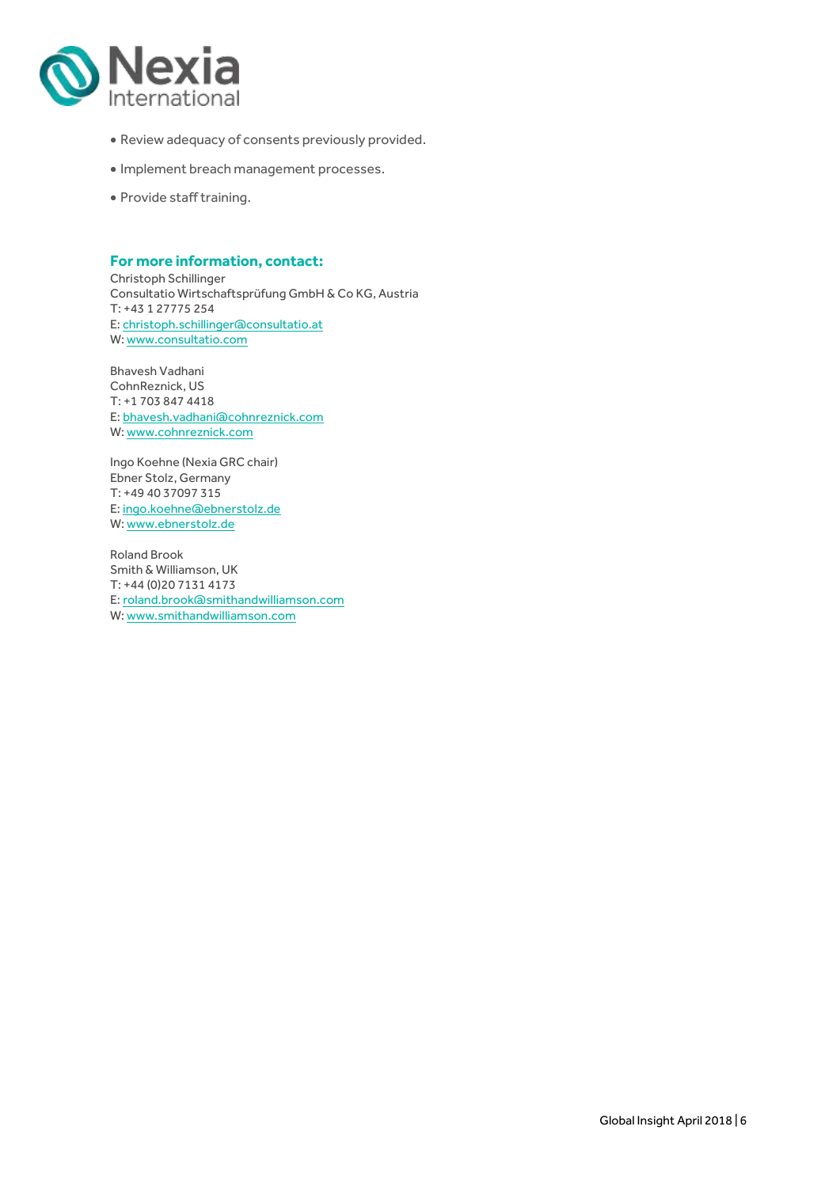- Review adequacy of consents previously provided.
- Implement breach management processes.
- Provide staff training.

**For more information, contact:**

Christoph Schillinger
Consultatio Wirtschaftsprüfung GmbH & Co KG, Austria
T: +43 1 27775 254
E: christoph.schillinger@consultatio.at
W: www.consultatio.com

Bhavesh Vadhani
CohnReznick, US
T: +1 703 847 4418
E: bhavesh.vadhani@cohnreznick.com
W: www.cohnreznick.com

Ingo Koehne (Nexia GRC chair)
Ebner Stolz, Germany
T: +49 40 37097 315
E: ingo.koehne@ebnerstolz.de
W: www.ebnerstolz.de

Roland Brook
Smith & Williamson, UK
T: +44 (0)20 7131 4173
E: roland.brook@smithandwilliamson.com
W: www.smithandwilliamson.com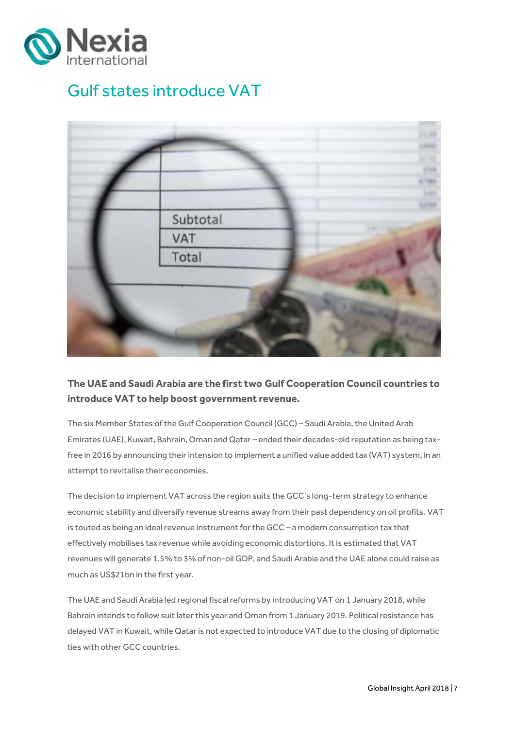# Gulf states introduce VAT

**The UAE and Saudi Arabia are the first two Gulf Cooperation Council countries to introduce VAT to help boost government revenue.**

The six Member States of the Gulf Cooperation Council (GCC) – Saudi Arabia, the United Arab Emirates (UAE), Kuwait, Bahrain, Oman and Qatar – ended their decades-old reputation as being tax-free in 2016 by announcing their intension to implement a unified value added tax (VAT) system, in an attempt to revitalise their economies.

The decision to implement VAT across the region suits the GCC's long-term strategy to enhance economic stability and diversify revenue streams away from their past dependency on oil profits. VAT is touted as being an ideal revenue instrument for the GCC – a modern consumption tax that effectively mobilises tax revenue while avoiding economic distortions. It is estimated that VAT revenues will generate 1.5% to 3% of non-oil GDP, and Saudi Arabia and the UAE alone could raise as much as US$21bn in the first year.

The UAE and Saudi Arabia led regional fiscal reforms by introducing VAT on 1 January 2018, while Bahrain intends to follow suit later this year and Oman from 1 January 2019. Political resistance has delayed VAT in Kuwait, while Qatar is not expected to introduce VAT due to the closing of diplomatic ties with other GCC countries.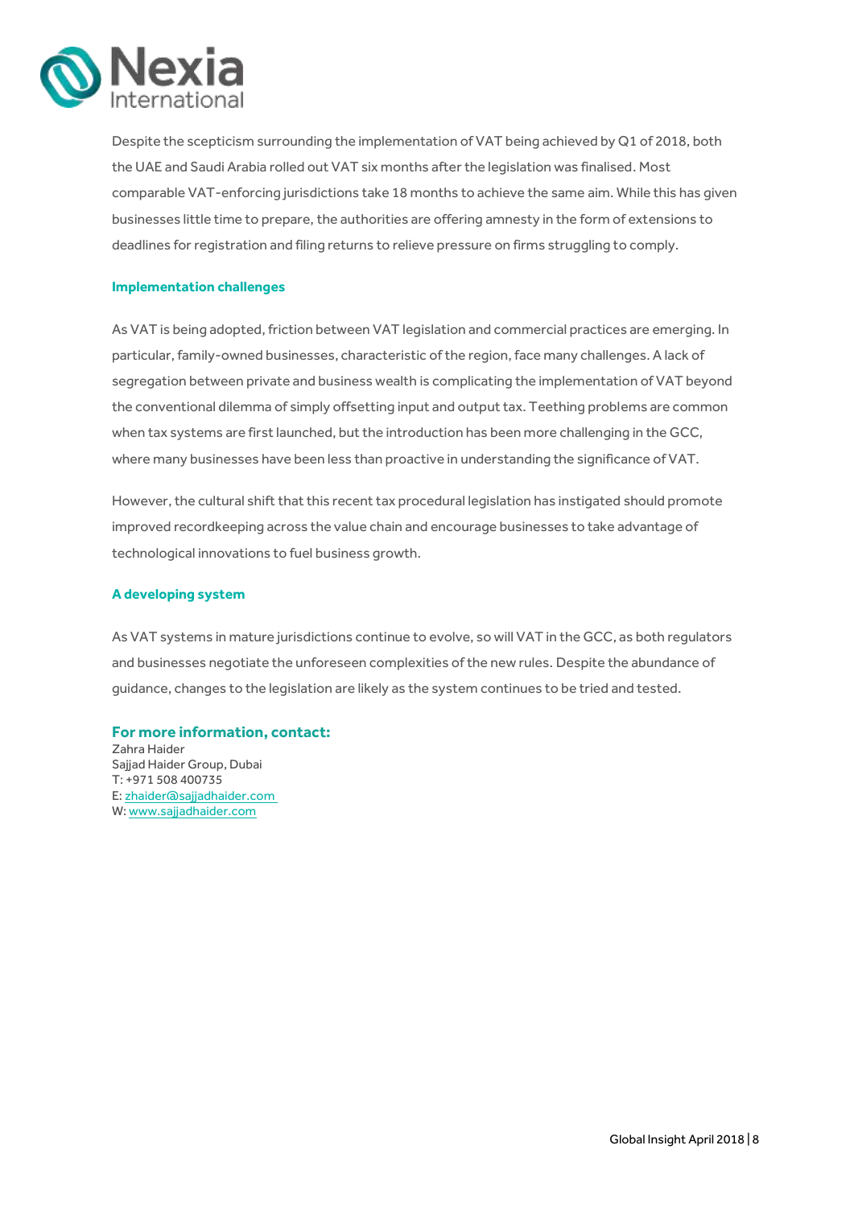Despite the scepticism surrounding the implementation of VAT being achieved by Q1 of 2018, both the UAE and Saudi Arabia rolled out VAT six months after the legislation was finalised. Most comparable VAT-enforcing jurisdictions take 18 months to achieve the same aim. While this has given businesses little time to prepare, the authorities are offering amnesty in the form of extensions to deadlines for registration and filing returns to relieve pressure on firms struggling to comply.

### Implementation challenges

As VAT is being adopted, friction between VAT legislation and commercial practices are emerging. In particular, family-owned businesses, characteristic of the region, face many challenges. A lack of segregation between private and business wealth is complicating the implementation of VAT beyond the conventional dilemma of simply offsetting input and output tax. Teething problems are common when tax systems are first launched, but the introduction has been more challenging in the GCC, where many businesses have been less than proactive in understanding the significance of VAT.

However, the cultural shift that this recent tax procedural legislation has instigated should promote improved recordkeeping across the value chain and encourage businesses to take advantage of technological innovations to fuel business growth.

### A developing system

As VAT systems in mature jurisdictions continue to evolve, so will VAT in the GCC, as both regulators and businesses negotiate the unforeseen complexities of the new rules. Despite the abundance of guidance, changes to the legislation are likely as the system continues to be tried and tested.

**For more information, contact:**

Zahra Haider
Sajjad Haider Group, Dubai
T: +971 508 400735
E: zhaider@sajjadhaider.com
W: www.sajjadhaider.com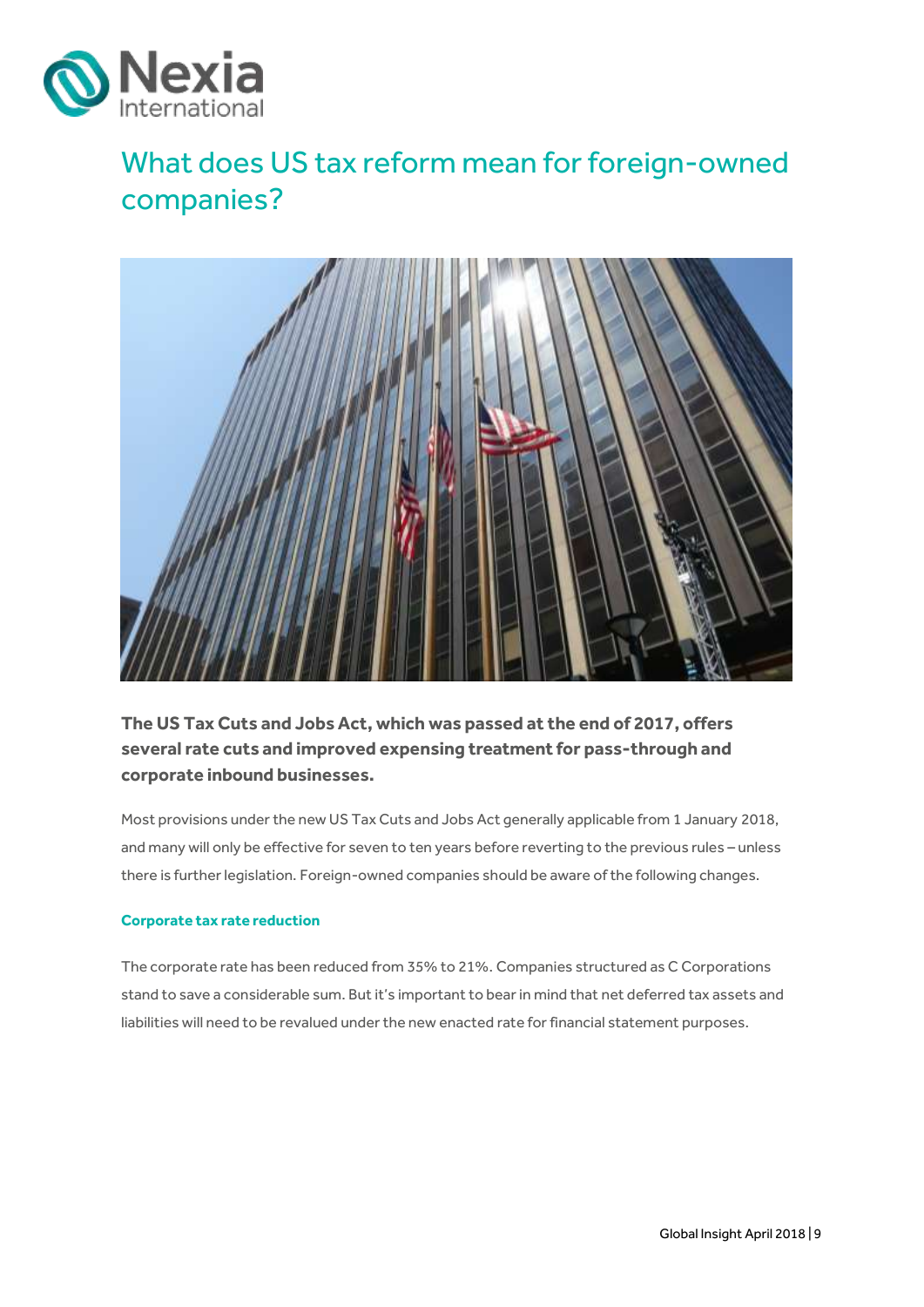# What does US tax reform mean for foreign-owned companies?

**The US Tax Cuts and Jobs Act, which was passed at the end of 2017, offers several rate cuts and improved expensing treatment for pass-through and corporate inbound businesses.**

Most provisions under the new US Tax Cuts and Jobs Act generally applicable from 1 January 2018, and many will only be effective for seven to ten years before reverting to the previous rules – unless there is further legislation. Foreign-owned companies should be aware of the following changes.

### Corporate tax rate reduction

The corporate rate has been reduced from 35% to 21%. Companies structured as C Corporations stand to save a considerable sum. But it's important to bear in mind that net deferred tax assets and liabilities will need to be revalued under the new enacted rate for financial statement purposes.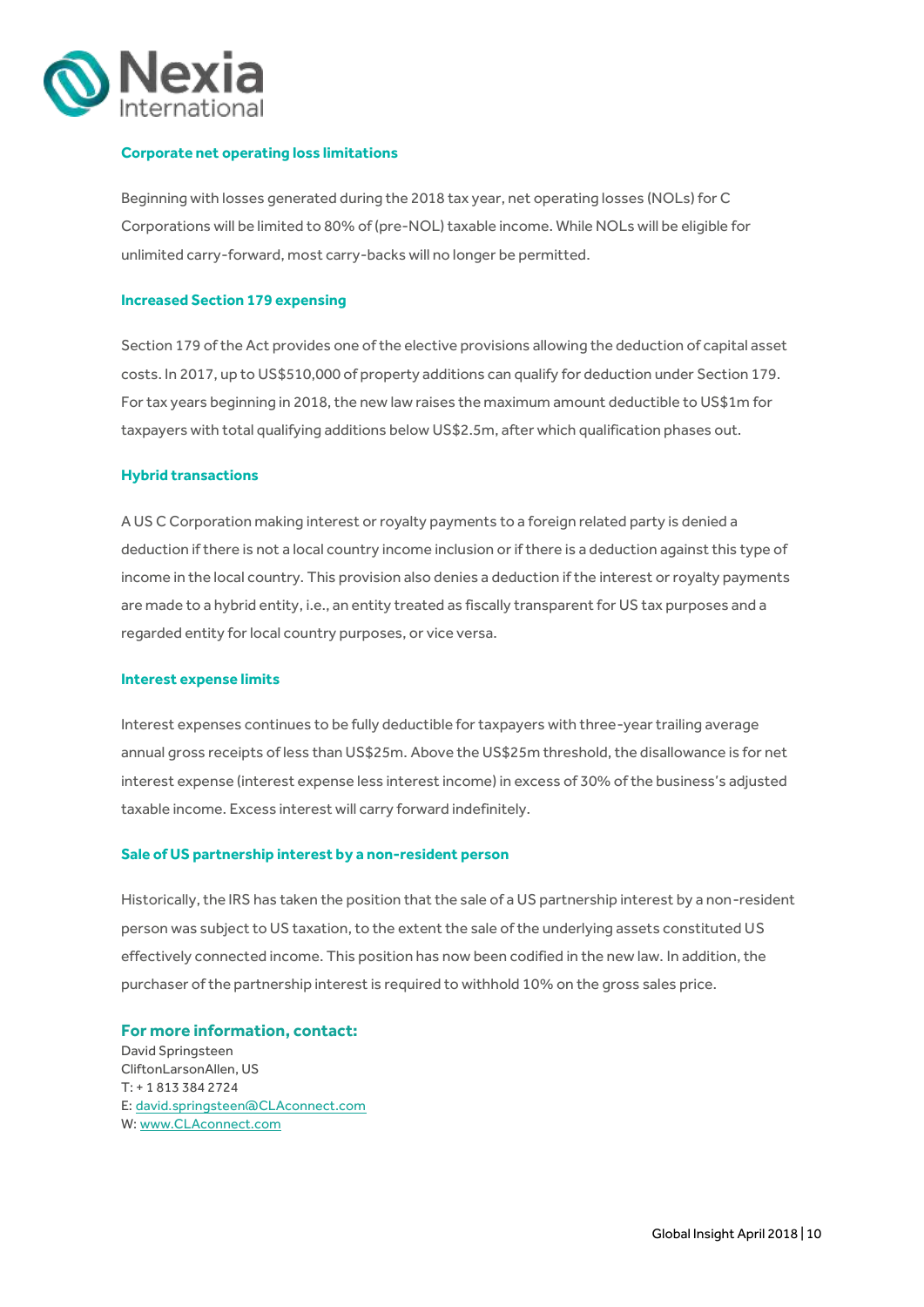### Corporate net operating loss limitations

Beginning with losses generated during the 2018 tax year, net operating losses (NOLs) for C Corporations will be limited to 80% of (pre-NOL) taxable income. While NOLs will be eligible for unlimited carry-forward, most carry-backs will no longer be permitted.

### Increased Section 179 expensing

Section 179 of the Act provides one of the elective provisions allowing the deduction of capital asset costs. In 2017, up to US$510,000 of property additions can qualify for deduction under Section 179. For tax years beginning in 2018, the new law raises the maximum amount deductible to US$1m for taxpayers with total qualifying additions below US$2.5m, after which qualification phases out.

### Hybrid transactions

A US C Corporation making interest or royalty payments to a foreign related party is denied a deduction if there is not a local country income inclusion or if there is a deduction against this type of income in the local country. This provision also denies a deduction if the interest or royalty payments are made to a hybrid entity, i.e., an entity treated as fiscally transparent for US tax purposes and a regarded entity for local country purposes, or vice versa.

### Interest expense limits

Interest expenses continues to be fully deductible for taxpayers with three-year trailing average annual gross receipts of less than US$25m. Above the US$25m threshold, the disallowance is for net interest expense (interest expense less interest income) in excess of 30% of the business's adjusted taxable income. Excess interest will carry forward indefinitely.

### Sale of US partnership interest by a non-resident person

Historically, the IRS has taken the position that the sale of a US partnership interest by a non-resident person was subject to US taxation, to the extent the sale of the underlying assets constituted US effectively connected income. This position has now been codified in the new law. In addition, the purchaser of the partnership interest is required to withhold 10% on the gross sales price.

### For more information, contact:

David Springsteen
CliftonLarsonAllen, US
T: + 1 813 384 2724
E: david.springsteen@CLAconnect.com
W: www.CLAconnect.com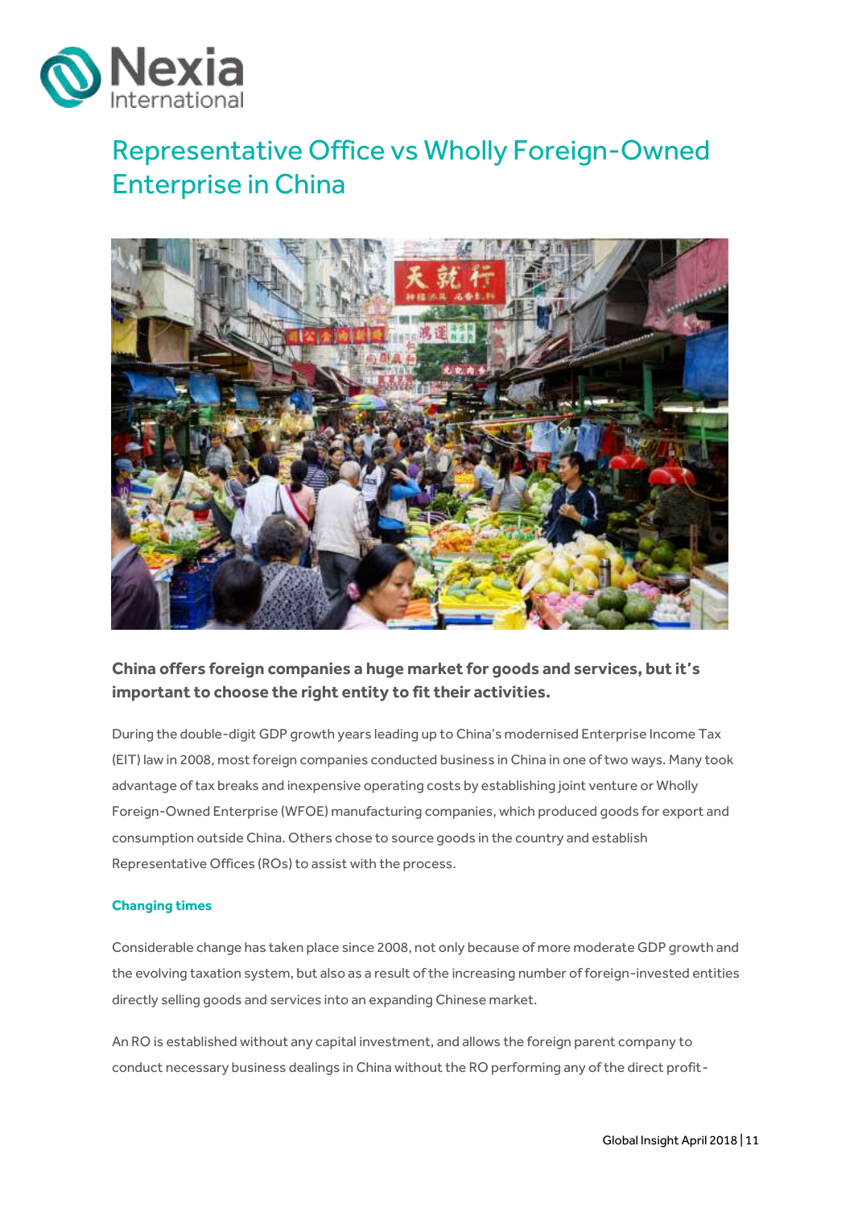# Representative Office vs Wholly Foreign-Owned Enterprise in China

**China offers foreign companies a huge market for goods and services, but it's important to choose the right entity to fit their activities.**

During the double-digit GDP growth years leading up to China's modernised Enterprise Income Tax (EIT) law in 2008, most foreign companies conducted business in China in one of two ways. Many took advantage of tax breaks and inexpensive operating costs by establishing joint venture or Wholly Foreign-Owned Enterprise (WFOE) manufacturing companies, which produced goods for export and consumption outside China. Others chose to source goods in the country and establish Representative Offices (ROs) to assist with the process.

### Changing times

Considerable change has taken place since 2008, not only because of more moderate GDP growth and the evolving taxation system, but also as a result of the increasing number of foreign-invested entities directly selling goods and services into an expanding Chinese market.

An RO is established without any capital investment, and allows the foreign parent company to conduct necessary business dealings in China without the RO performing any of the direct profit-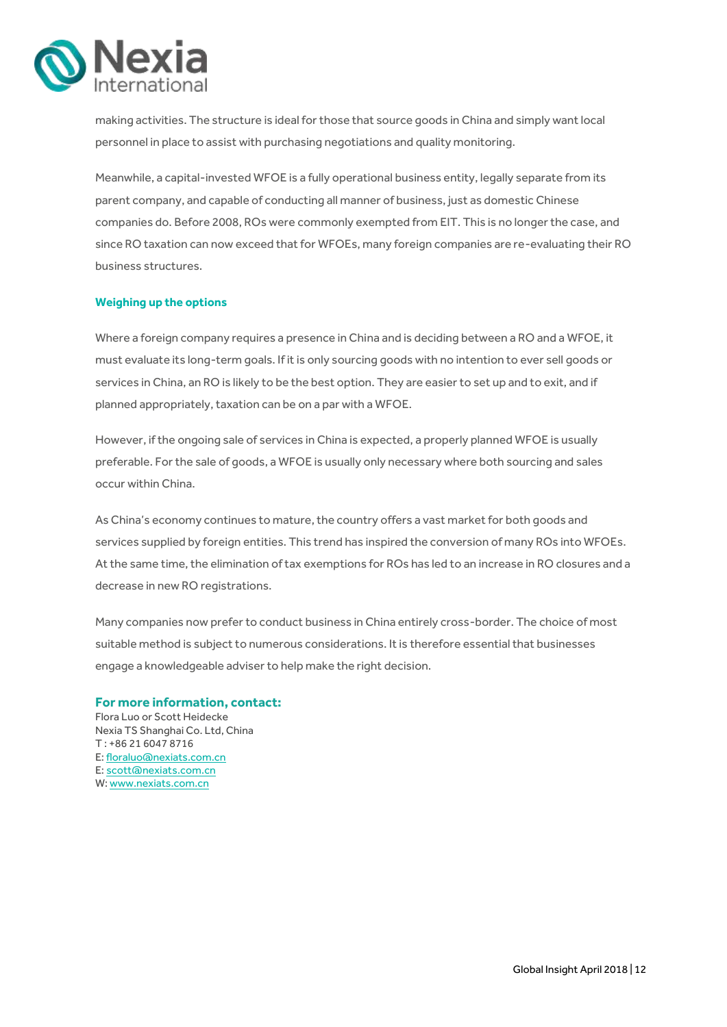making activities. The structure is ideal for those that source goods in China and simply want local personnel in place to assist with purchasing negotiations and quality monitoring.

Meanwhile, a capital-invested WFOE is a fully operational business entity, legally separate from its parent company, and capable of conducting all manner of business, just as domestic Chinese companies do. Before 2008, ROs were commonly exempted from EIT. This is no longer the case, and since RO taxation can now exceed that for WFOEs, many foreign companies are re-evaluating their RO business structures.

### Weighing up the options

Where a foreign company requires a presence in China and is deciding between a RO and a WFOE, it must evaluate its long-term goals. If it is only sourcing goods with no intention to ever sell goods or services in China, an RO is likely to be the best option. They are easier to set up and to exit, and if planned appropriately, taxation can be on a par with a WFOE.

However, if the ongoing sale of services in China is expected, a properly planned WFOE is usually preferable. For the sale of goods, a WFOE is usually only necessary where both sourcing and sales occur within China.

As China's economy continues to mature, the country offers a vast market for both goods and services supplied by foreign entities. This trend has inspired the conversion of many ROs into WFOEs. At the same time, the elimination of tax exemptions for ROs has led to an increase in RO closures and a decrease in new RO registrations.

Many companies now prefer to conduct business in China entirely cross-border. The choice of most suitable method is subject to numerous considerations. It is therefore essential that businesses engage a knowledgeable adviser to help make the right decision.

### For more information, contact:

Flora Luo or Scott Heidecke
Nexia TS Shanghai Co. Ltd, China
T : +86 21 6047 8716
E: floraluo@nexiats.com.cn
E: scott@nexiats.com.cn
W: www.nexiats.com.cn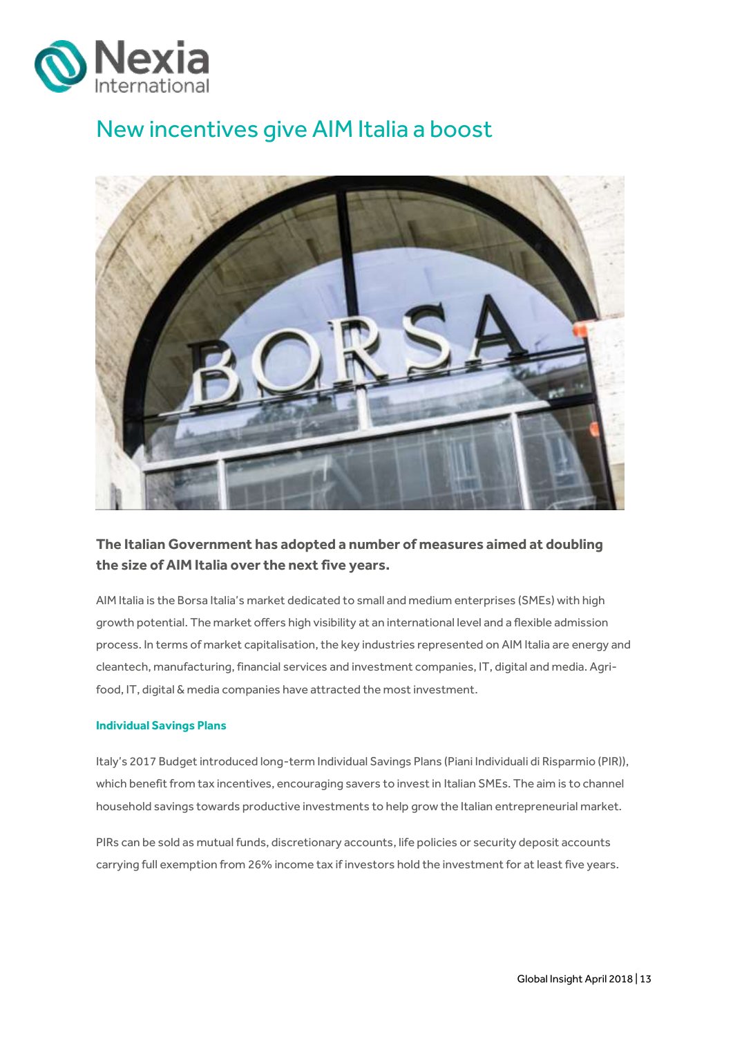# New incentives give AIM Italia a boost

**The Italian Government has adopted a number of measures aimed at doubling the size of AIM Italia over the next five years.**

AIM Italia is the Borsa Italia's market dedicated to small and medium enterprises (SMEs) with high growth potential. The market offers high visibility at an international level and a flexible admission process. In terms of market capitalisation, the key industries represented on AIM Italia are energy and cleantech, manufacturing, financial services and investment companies, IT, digital and media. Agri-food, IT, digital & media companies have attracted the most investment.

### Individual Savings Plans

Italy's 2017 Budget introduced long-term Individual Savings Plans (Piani Individuali di Risparmio (PIR)), which benefit from tax incentives, encouraging savers to invest in Italian SMEs. The aim is to channel household savings towards productive investments to help grow the Italian entrepreneurial market.

PIRs can be sold as mutual funds, discretionary accounts, life policies or security deposit accounts carrying full exemption from 26% income tax if investors hold the investment for at least five years.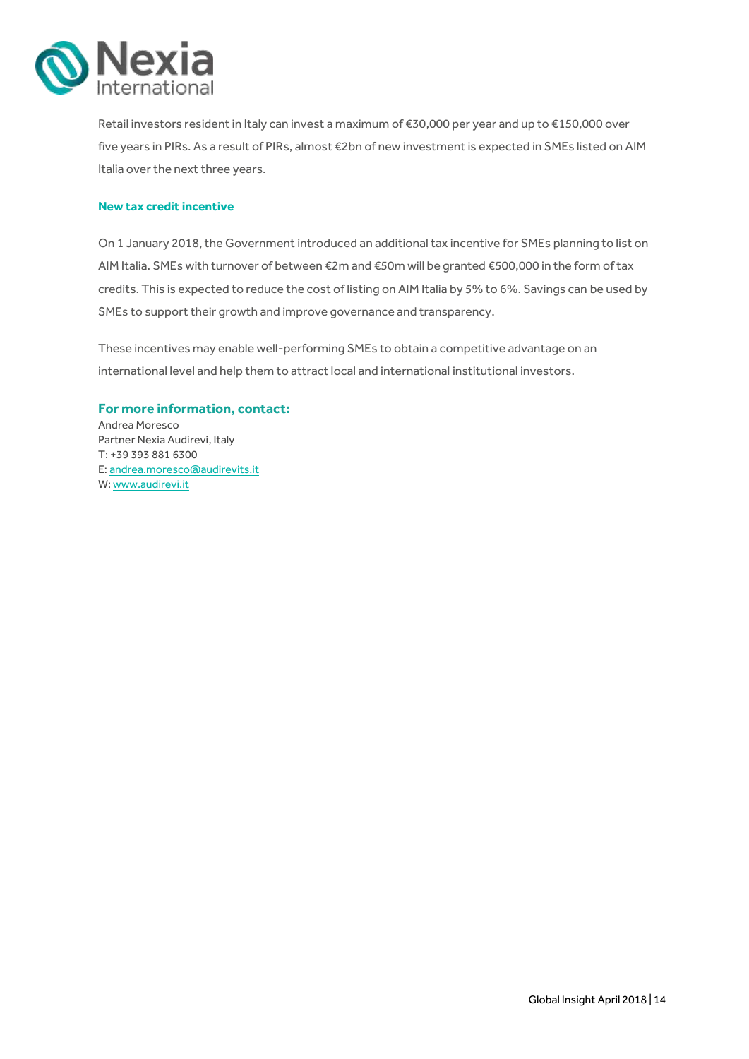Retail investors resident in Italy can invest a maximum of €30,000 per year and up to €150,000 over five years in PIRs. As a result of PIRs, almost €2bn of new investment is expected in SMEs listed on AIM Italia over the next three years.

### New tax credit incentive

On 1 January 2018, the Government introduced an additional tax incentive for SMEs planning to list on AIM Italia. SMEs with turnover of between €2m and €50m will be granted €500,000 in the form of tax credits. This is expected to reduce the cost of listing on AIM Italia by 5% to 6%. Savings can be used by SMEs to support their growth and improve governance and transparency.

These incentives may enable well-performing SMEs to obtain a competitive advantage on an international level and help them to attract local and international institutional investors.

### For more information, contact:

Andrea Moresco
Partner Nexia Audirevi, Italy
T: +39 393 881 6300
E: andrea.moresco@audirevits.it
W: www.audirevi.it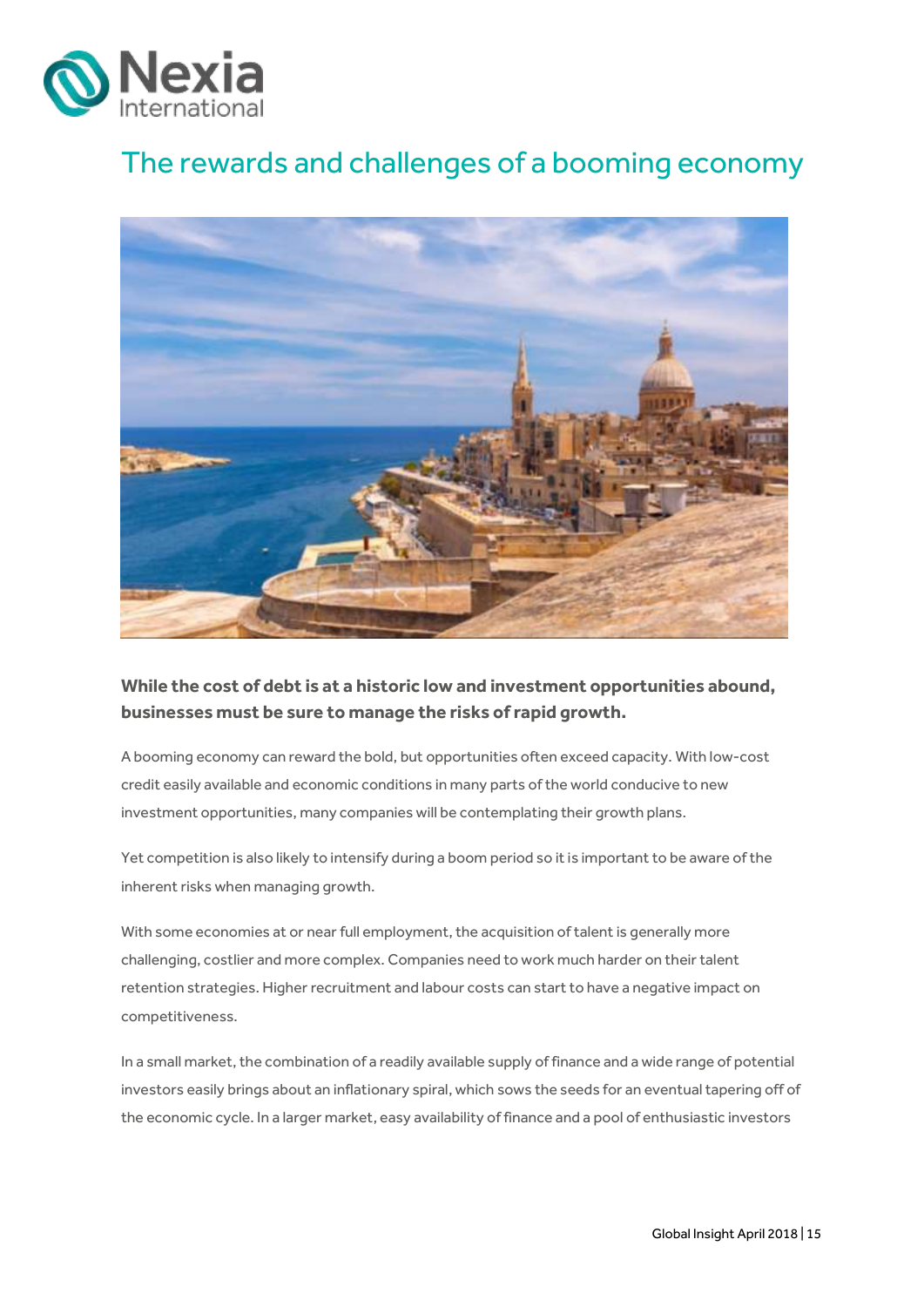# The rewards and challenges of a booming economy

**While the cost of debt is at a historic low and investment opportunities abound, businesses must be sure to manage the risks of rapid growth.**

A booming economy can reward the bold, but opportunities often exceed capacity. With low-cost credit easily available and economic conditions in many parts of the world conducive to new investment opportunities, many companies will be contemplating their growth plans.

Yet competition is also likely to intensify during a boom period so it is important to be aware of the inherent risks when managing growth.

With some economies at or near full employment, the acquisition of talent is generally more challenging, costlier and more complex. Companies need to work much harder on their talent retention strategies. Higher recruitment and labour costs can start to have a negative impact on competitiveness.

In a small market, the combination of a readily available supply of finance and a wide range of potential investors easily brings about an inflationary spiral, which sows the seeds for an eventual tapering off of the economic cycle. In a larger market, easy availability of finance and a pool of enthusiastic investors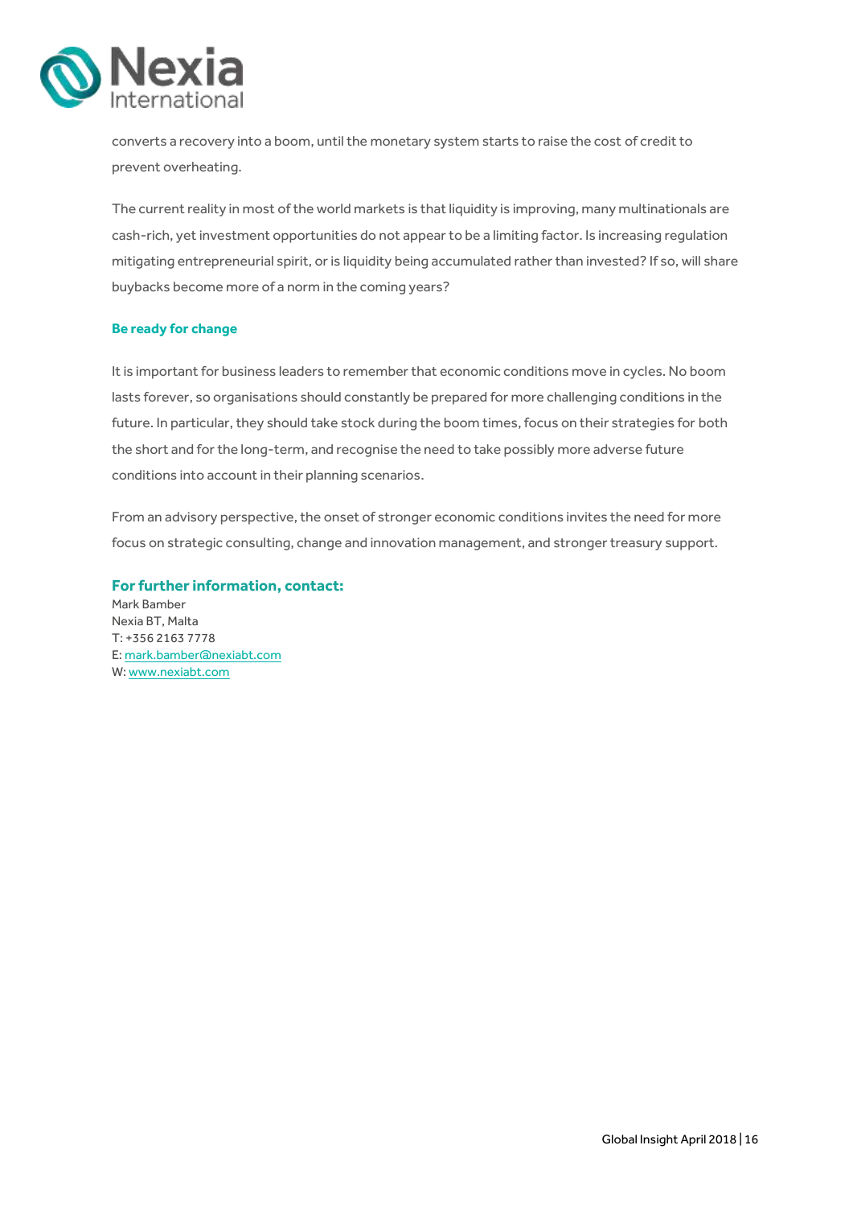converts a recovery into a boom, until the monetary system starts to raise the cost of credit to prevent overheating.

The current reality in most of the world markets is that liquidity is improving, many multinationals are cash-rich, yet investment opportunities do not appear to be a limiting factor. Is increasing regulation mitigating entrepreneurial spirit, or is liquidity being accumulated rather than invested? If so, will share buybacks become more of a norm in the coming years?

### Be ready for change

It is important for business leaders to remember that economic conditions move in cycles. No boom lasts forever, so organisations should constantly be prepared for more challenging conditions in the future. In particular, they should take stock during the boom times, focus on their strategies for both the short and for the long-term, and recognise the need to take possibly more adverse future conditions into account in their planning scenarios.

From an advisory perspective, the onset of stronger economic conditions invites the need for more focus on strategic consulting, change and innovation management, and stronger treasury support.

### For further information, contact:

Mark Bamber
Nexia BT, Malta
T: +356 2163 7778
E: mark.bamber@nexiabt.com
W: www.nexiabt.com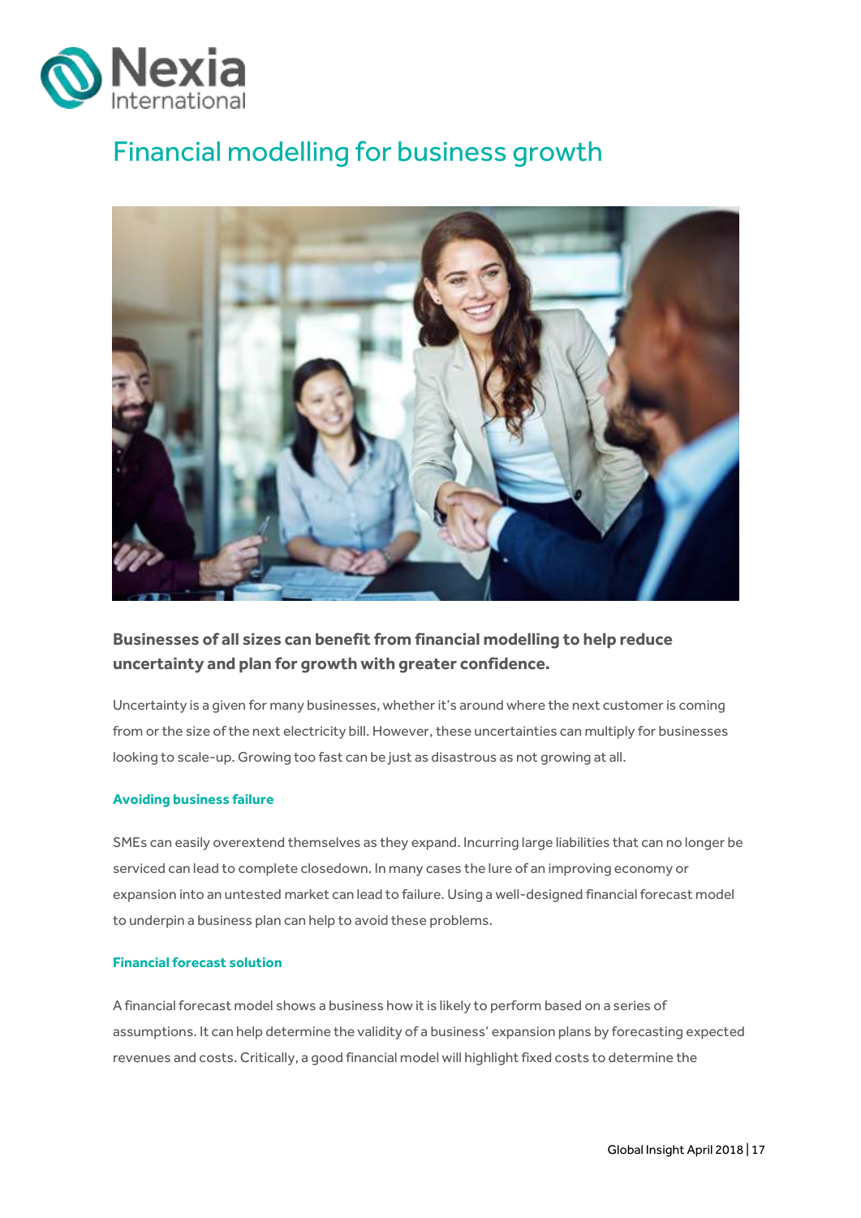# Financial modelling for business growth

**Businesses of all sizes can benefit from financial modelling to help reduce uncertainty and plan for growth with greater confidence.**

Uncertainty is a given for many businesses, whether it's around where the next customer is coming from or the size of the next electricity bill. However, these uncertainties can multiply for businesses looking to scale-up. Growing too fast can be just as disastrous as not growing at all.

### Avoiding business failure

SMEs can easily overextend themselves as they expand. Incurring large liabilities that can no longer be serviced can lead to complete closedown. In many cases the lure of an improving economy or expansion into an untested market can lead to failure. Using a well-designed financial forecast model to underpin a business plan can help to avoid these problems.

### Financial forecast solution

A financial forecast model shows a business how it is likely to perform based on a series of assumptions. It can help determine the validity of a business' expansion plans by forecasting expected revenues and costs. Critically, a good financial model will highlight fixed costs to determine the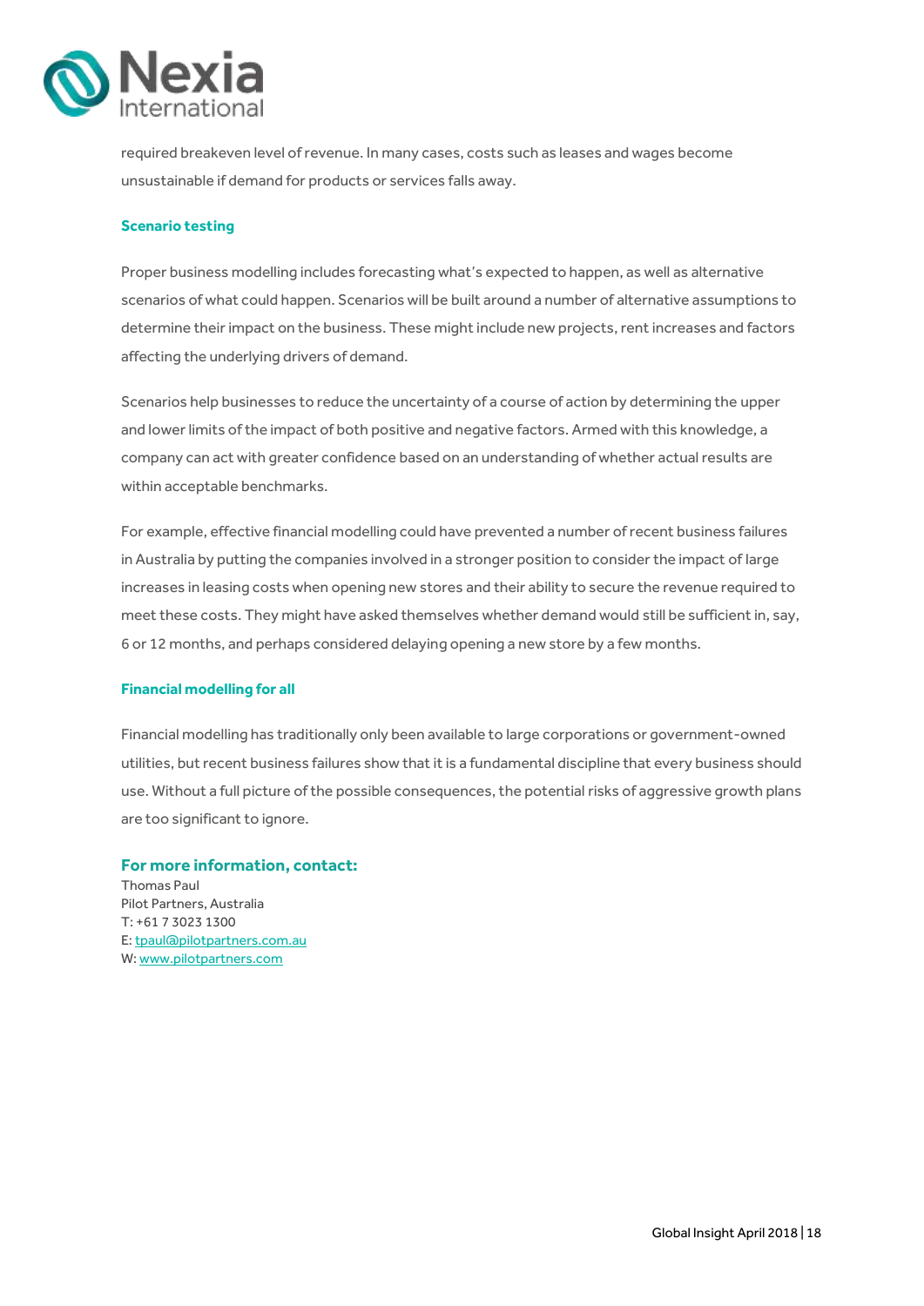required breakeven level of revenue. In many cases, costs such as leases and wages become unsustainable if demand for products or services falls away.

### Scenario testing

Proper business modelling includes forecasting what's expected to happen, as well as alternative scenarios of what could happen. Scenarios will be built around a number of alternative assumptions to determine their impact on the business. These might include new projects, rent increases and factors affecting the underlying drivers of demand.

Scenarios help businesses to reduce the uncertainty of a course of action by determining the upper and lower limits of the impact of both positive and negative factors. Armed with this knowledge, a company can act with greater confidence based on an understanding of whether actual results are within acceptable benchmarks.

For example, effective financial modelling could have prevented a number of recent business failures in Australia by putting the companies involved in a stronger position to consider the impact of large increases in leasing costs when opening new stores and their ability to secure the revenue required to meet these costs. They might have asked themselves whether demand would still be sufficient in, say, 6 or 12 months, and perhaps considered delaying opening a new store by a few months.

### Financial modelling for all

Financial modelling has traditionally only been available to large corporations or government-owned utilities, but recent business failures show that it is a fundamental discipline that every business should use. Without a full picture of the possible consequences, the potential risks of aggressive growth plans are too significant to ignore.

### For more information, contact:

Thomas Paul
Pilot Partners, Australia
T: +61 7 3023 1300
E: tpaul@pilotpartners.com.au
W: www.pilotpartners.com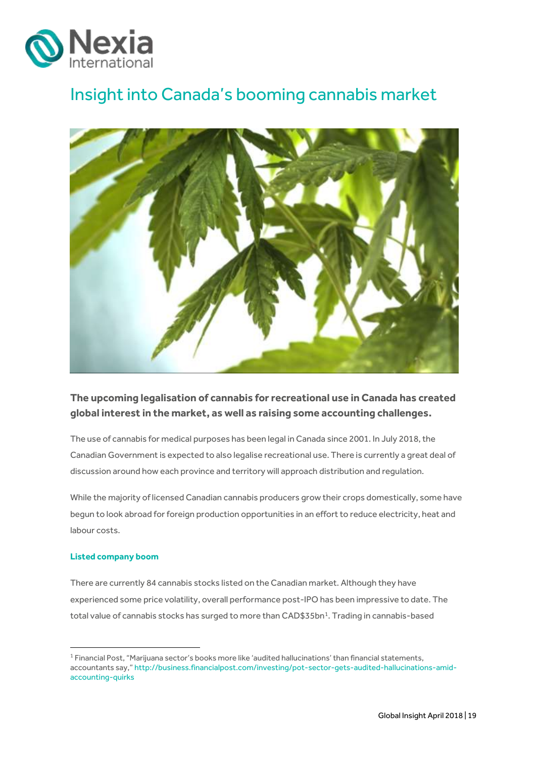# Insight into Canada's booming cannabis market

**The upcoming legalisation of cannabis for recreational use in Canada has created global interest in the market, as well as raising some accounting challenges.**

The use of cannabis for medical purposes has been legal in Canada since 2001. In July 2018, the Canadian Government is expected to also legalise recreational use. There is currently a great deal of discussion around how each province and territory will approach distribution and regulation.

While the majority of licensed Canadian cannabis producers grow their crops domestically, some have begun to look abroad for foreign production opportunities in an effort to reduce electricity, heat and labour costs.

### Listed company boom

There are currently 84 cannabis stocks listed on the Canadian market. Although they have experienced some price volatility, overall performance post-IPO has been impressive to date. The total value of cannabis stocks has surged to more than CAD$35bn[1]. Trading in cannabis-based

---

[1] Financial Post, "Marijuana sector's books more like 'audited hallucinations' than financial statements, accountants say," http://business.financialpost.com/investing/pot-sector-gets-audited-hallucinations-amid-accounting-quirks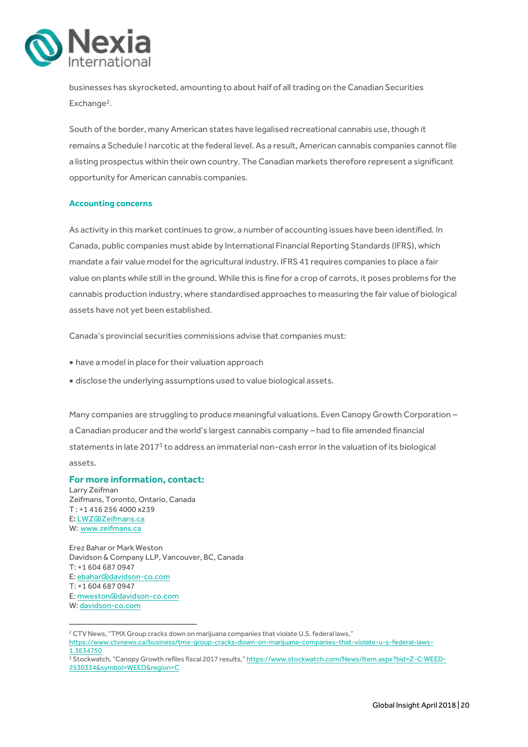businesses has skyrocketed, amounting to about half of all trading on the Canadian Securities Exchange[2].

South of the border, many American states have legalised recreational cannabis use, though it remains a Schedule I narcotic at the federal level. As a result, American cannabis companies cannot file a listing prospectus within their own country. The Canadian markets therefore represent a significant opportunity for American cannabis companies.

### Accounting concerns

As activity in this market continues to grow, a number of accounting issues have been identified. In Canada, public companies must abide by International Financial Reporting Standards (IFRS), which mandate a fair value model for the agricultural industry. IFRS 41 requires companies to place a fair value on plants while still in the ground. While this is fine for a crop of carrots, it poses problems for the cannabis production industry, where standardised approaches to measuring the fair value of biological assets have not yet been established.

Canada's provincial securities commissions advise that companies must:

- have a model in place for their valuation approach
- disclose the underlying assumptions used to value biological assets.

Many companies are struggling to produce meaningful valuations. Even Canopy Growth Corporation – a Canadian producer and the world's largest cannabis company – had to file amended financial statements in late 2017[3] to address an immaterial non-cash error in the valuation of its biological assets.

### For more information, contact:

Larry Zeifman
Zeifmans, Toronto, Ontario, Canada
T : +1 416 256 4000 x239
E: LWZ@Zeifmans.ca
W: www.zeifmans.ca

Erez Bahar or Mark Weston
Davidson & Company LLP, Vancouver, BC, Canada
T: +1 604 687 0947
E: ebahar@davidson-co.com
T: +1 604 687 0947
E: mweston@davidson-co.com
W: davidson-co.com

---

[2] CTV News, "TMX Group cracks down on marijuana companies that violate U.S. federal laws," https://www.ctvnews.ca/business/tmx-group-cracks-down-on-marijuana-companies-that-violate-u-s-federal-laws-1.3634750

[3] Stockwatch, "Canopy Growth refiles fiscal 2017 results," https://www.stockwatch.com/News/Item.aspx?bid=Z-C:WEED-2530334&symbol=WEED&region=C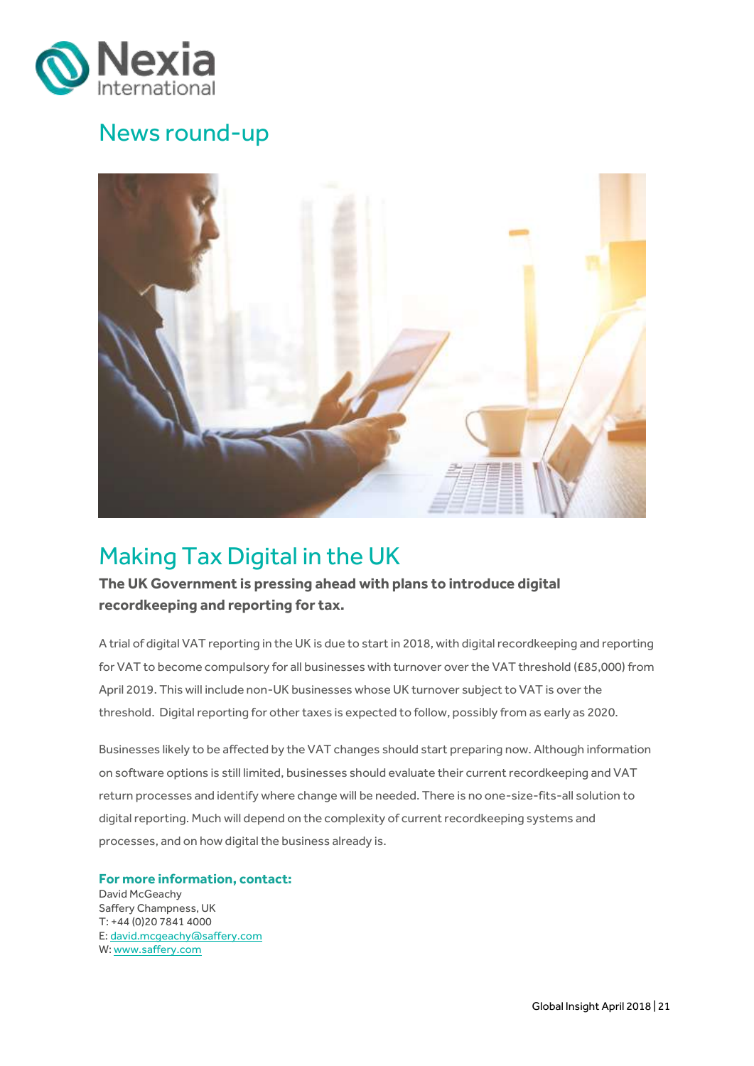# News round-up

## Making Tax Digital in the UK

**The UK Government is pressing ahead with plans to introduce digital recordkeeping and reporting for tax.**

A trial of digital VAT reporting in the UK is due to start in 2018, with digital recordkeeping and reporting for VAT to become compulsory for all businesses with turnover over the VAT threshold (£85,000) from April 2019. This will include non-UK businesses whose UK turnover subject to VAT is over the threshold. Digital reporting for other taxes is expected to follow, possibly from as early as 2020.

Businesses likely to be affected by the VAT changes should start preparing now. Although information on software options is still limited, businesses should evaluate their current recordkeeping and VAT return processes and identify where change will be needed. There is no one-size-fits-all solution to digital reporting. Much will depend on the complexity of current recordkeeping systems and processes, and on how digital the business already is.

**For more information, contact:**
David McGeachy
Saffery Champness, UK
T: +44 (0)20 7841 4000
E: david.mcgeachy@saffery.com
W: www.saffery.com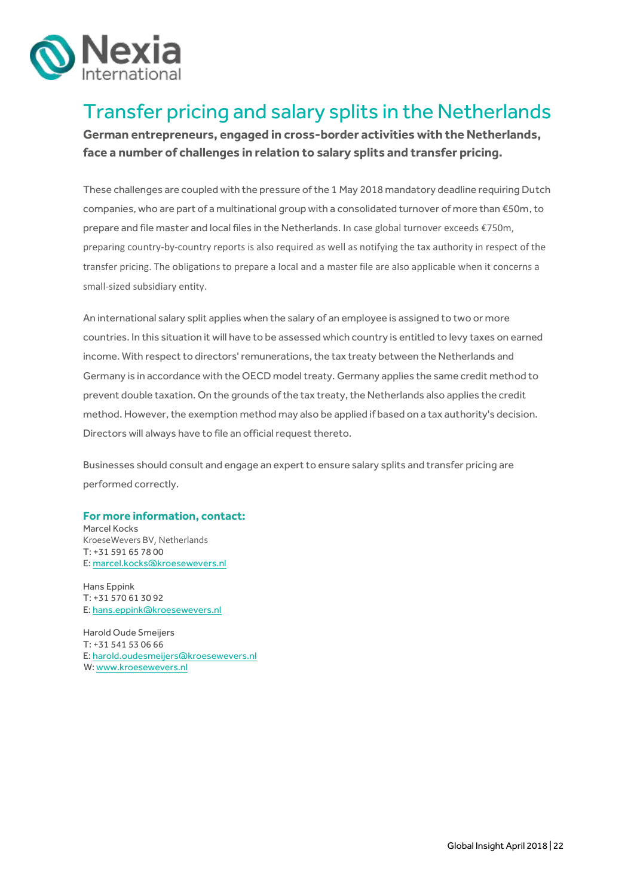# Transfer pricing and salary splits in the Netherlands

**German entrepreneurs, engaged in cross-border activities with the Netherlands, face a number of challenges in relation to salary splits and transfer pricing.**

These challenges are coupled with the pressure of the 1 May 2018 mandatory deadline requiring Dutch companies, who are part of a multinational group with a consolidated turnover of more than €50m, to prepare and file master and local files in the Netherlands. In case global turnover exceeds €750m, preparing country-by-country reports is also required as well as notifying the tax authority in respect of the transfer pricing. The obligations to prepare a local and a master file are also applicable when it concerns a small-sized subsidiary entity.

An international salary split applies when the salary of an employee is assigned to two or more countries. In this situation it will have to be assessed which country is entitled to levy taxes on earned income. With respect to directors' remunerations, the tax treaty between the Netherlands and Germany is in accordance with the OECD model treaty. Germany applies the same credit method to prevent double taxation. On the grounds of the tax treaty, the Netherlands also applies the credit method. However, the exemption method may also be applied if based on a tax authority's decision. Directors will always have to file an official request thereto.

Businesses should consult and engage an expert to ensure salary splits and transfer pricing are performed correctly.

### For more information, contact:

Marcel Kocks
KroeseWevers BV, Netherlands
T: +31 591 65 78 00
E: marcel.kocks@kroesewevers.nl

Hans Eppink
T: +31 570 61 30 92
E: hans.eppink@kroesewevers.nl

Harold Oude Smeijers
T: +31 541 53 06 66
E: harold.oudesmeijers@kroesewevers.nl
W: www.kroesewevers.nl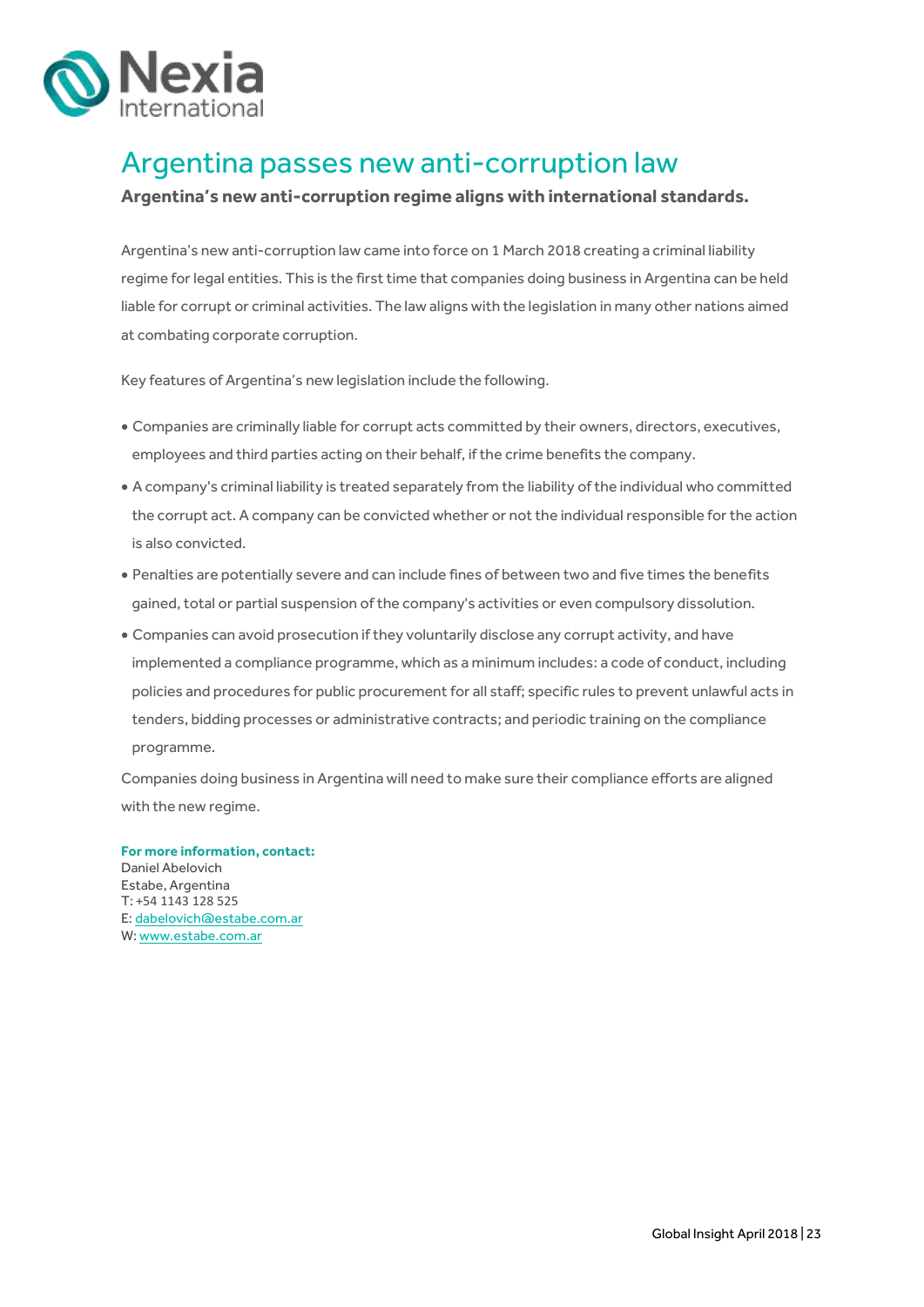# Argentina passes new anti-corruption law

**Argentina's new anti-corruption regime aligns with international standards.**

Argentina's new anti-corruption law came into force on 1 March 2018 creating a criminal liability regime for legal entities. This is the first time that companies doing business in Argentina can be held liable for corrupt or criminal activities. The law aligns with the legislation in many other nations aimed at combating corporate corruption.

Key features of Argentina's new legislation include the following.

- Companies are criminally liable for corrupt acts committed by their owners, directors, executives, employees and third parties acting on their behalf, if the crime benefits the company.
- A company's criminal liability is treated separately from the liability of the individual who committed the corrupt act. A company can be convicted whether or not the individual responsible for the action is also convicted.
- Penalties are potentially severe and can include fines of between two and five times the benefits gained, total or partial suspension of the company's activities or even compulsory dissolution.
- Companies can avoid prosecution if they voluntarily disclose any corrupt activity, and have implemented a compliance programme, which as a minimum includes: a code of conduct, including policies and procedures for public procurement for all staff; specific rules to prevent unlawful acts in tenders, bidding processes or administrative contracts; and periodic training on the compliance programme.

Companies doing business in Argentina will need to make sure their compliance efforts are aligned with the new regime.

**For more information, contact:**
Daniel Abelovich
Estabe, Argentina
T: +54 1143 128 525
E: dabelovich@estabe.com.ar
W: www.estabe.com.ar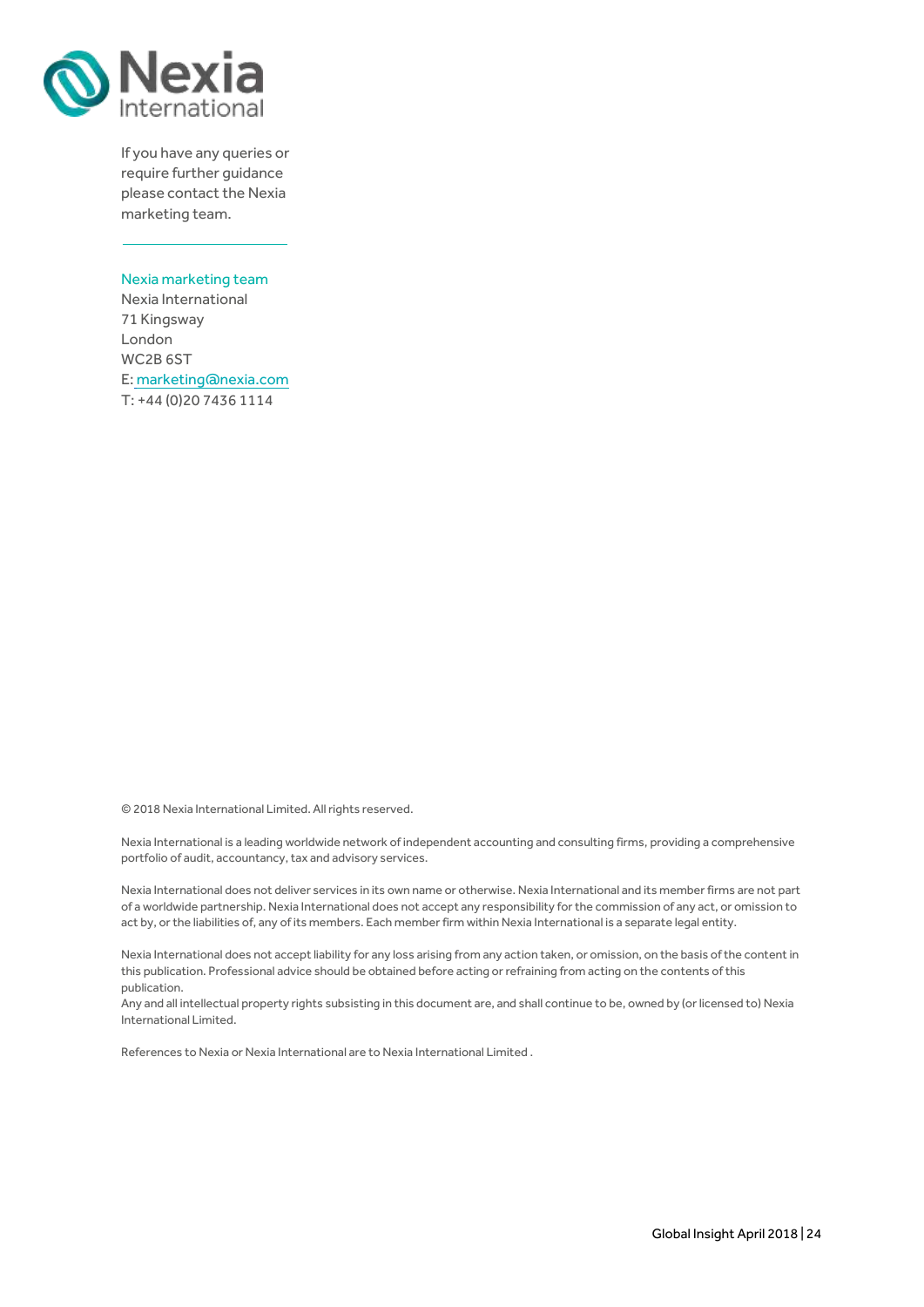Nexia International

If you have any queries or require further guidance please contact the Nexia marketing team.

---

**Nexia marketing team**
Nexia International
71 Kingsway
London
WC2B 6ST
E: marketing@nexia.com
T: +44 (0)20 7436 1114

© 2018 Nexia International Limited. All rights reserved.

Nexia International is a leading worldwide network of independent accounting and consulting firms, providing a comprehensive portfolio of audit, accountancy, tax and advisory services.

Nexia International does not deliver services in its own name or otherwise. Nexia International and its member firms are not part of a worldwide partnership. Nexia International does not accept any responsibility for the commission of any act, or omission to act by, or the liabilities of, any of its members. Each member firm within Nexia International is a separate legal entity.

Nexia International does not accept liability for any loss arising from any action taken, or omission, on the basis of the content in this publication. Professional advice should be obtained before acting or refraining from acting on the contents of this publication.
Any and all intellectual property rights subsisting in this document are, and shall continue to be, owned by (or licensed to) Nexia International Limited.

References to Nexia or Nexia International are to Nexia International Limited .